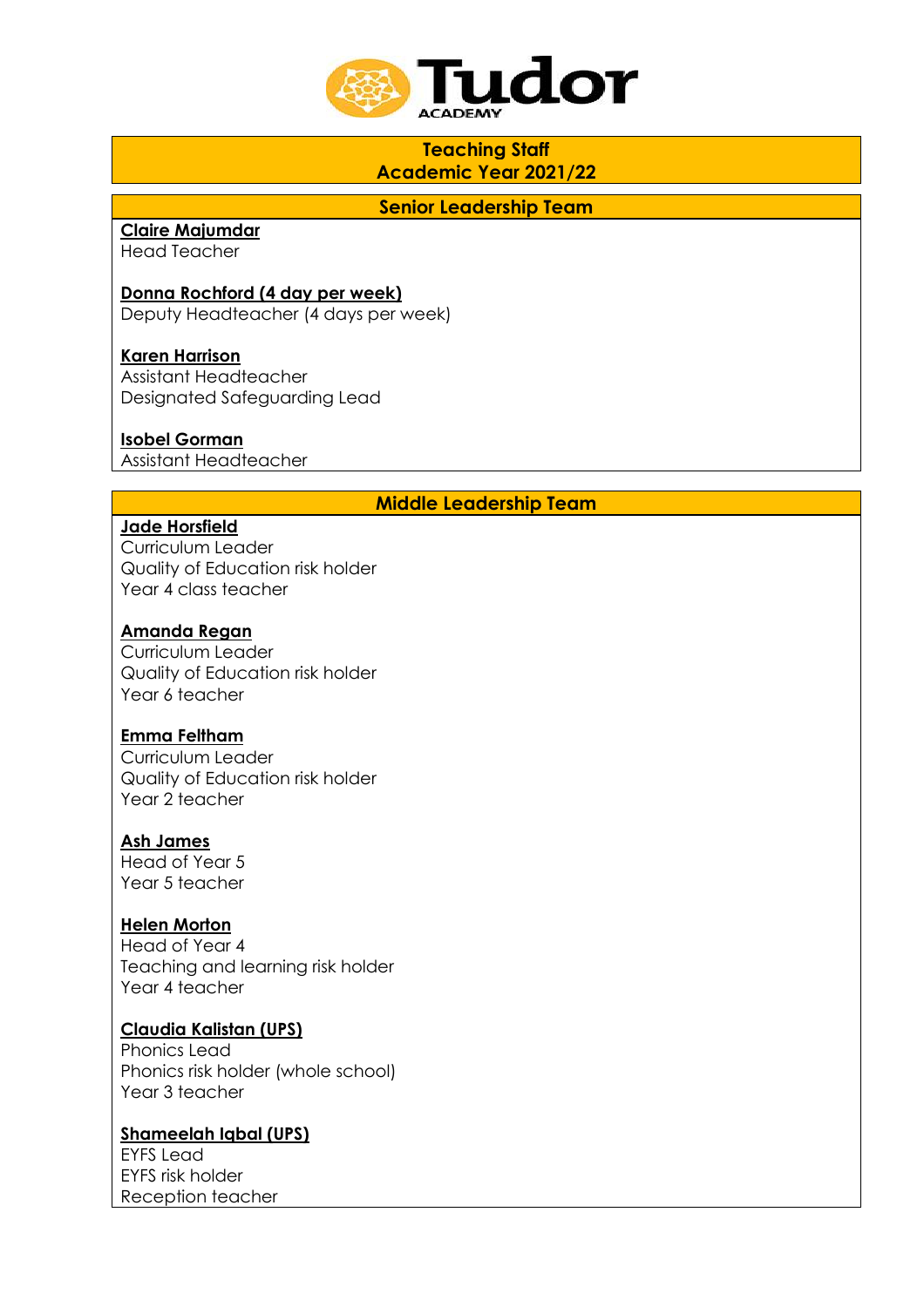# Tudor ACADEMY

## Teaching Staff
## Academic Year 2021/22

### Senior Leadership Team

**Claire Majumdar**
Head Teacher

**Donna Rochford (4 day per week)**
Deputy Headteacher (4 days per week)

**Karen Harrison**
Assistant Headteacher
Designated Safeguarding Lead

**Isobel Gorman**
Assistant Headteacher

### Middle Leadership Team

**Jade Horsfield**
Curriculum Leader
Quality of Education risk holder
Year 4 class teacher

**Amanda Regan**
Curriculum Leader
Quality of Education risk holder
Year 6 teacher

**Emma Feltham**
Curriculum Leader
Quality of Education risk holder
Year 2 teacher

**Ash James**
Head of Year 5
Year 5 teacher

**Helen Morton**
Head of Year 4
Teaching and learning risk holder
Year 4 teacher

**Claudia Kalistan (UPS)**
Phonics Lead
Phonics risk holder (whole school)
Year 3 teacher

**Shameelah Iqbal (UPS)**
EYFS Lead
EYFS risk holder
Reception teacher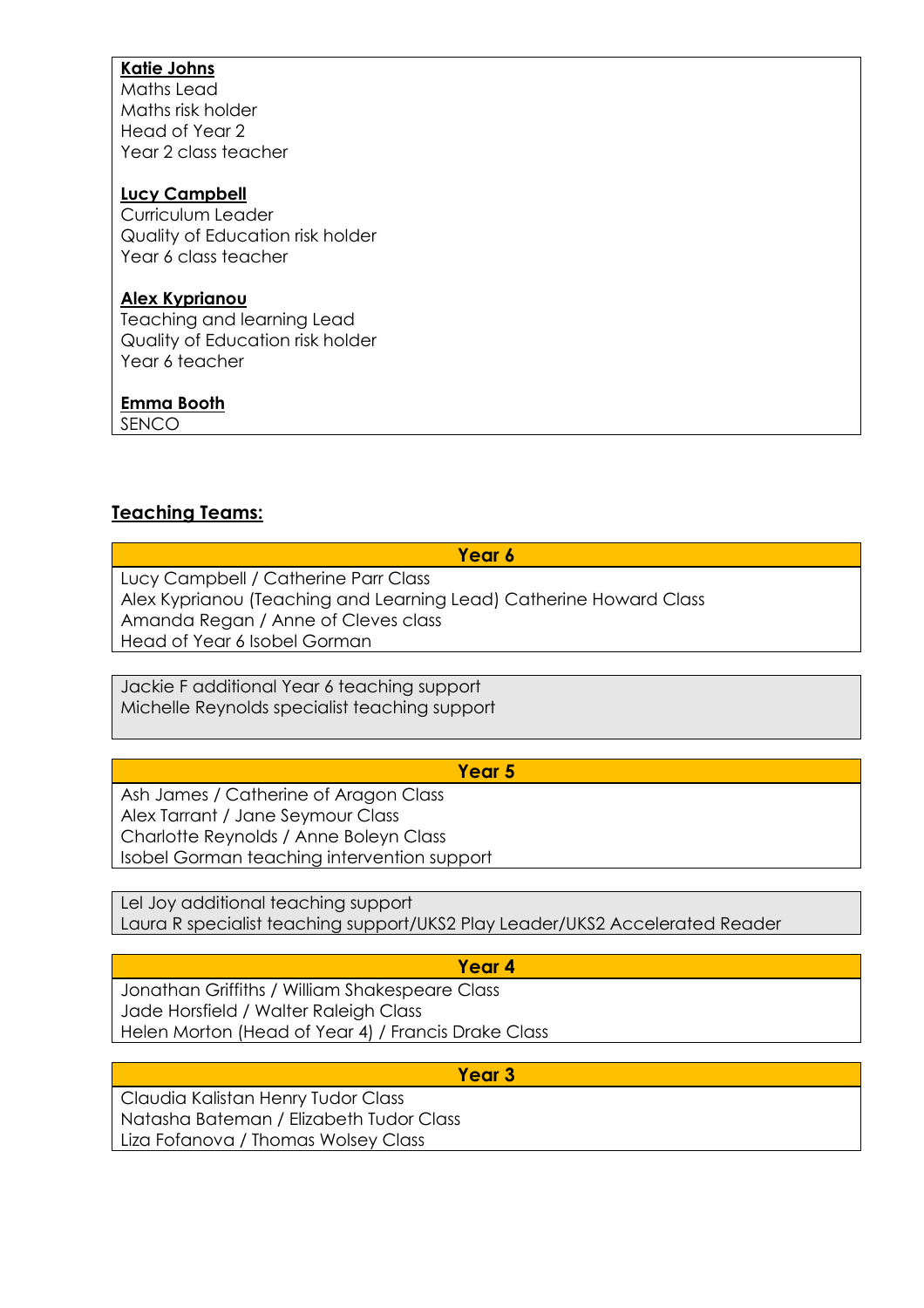**Katie Johns**
Maths Lead
Maths risk holder
Head of Year 2
Year 2 class teacher

**Lucy Campbell**
Curriculum Leader
Quality of Education risk holder
Year 6 class teacher

**Alex Kyprianou**
Teaching and learning Lead
Quality of Education risk holder
Year 6 teacher

**Emma Booth**
SENCO

## Teaching Teams:

| Year 6 |
| --- |
| Lucy Campbell / Catherine Parr Class<br>Alex Kyprianou (Teaching and Learning Lead) Catherine Howard Class<br>Amanda Regan / Anne of Cleves class<br>Head of Year 6 Isobel Gorman |

Jackie F additional Year 6 teaching support
Michelle Reynolds specialist teaching support

| Year 5 |
| --- |
| Ash James / Catherine of Aragon Class<br>Alex Tarrant / Jane Seymour Class<br>Charlotte Reynolds / Anne Boleyn Class<br>Isobel Gorman teaching intervention support |

Lel Joy additional teaching support
Laura R specialist teaching support/UKS2 Play Leader/UKS2 Accelerated Reader

| Year 4 |
| --- |
| Jonathan Griffiths / William Shakespeare Class<br>Jade Horsfield / Walter Raleigh Class<br>Helen Morton (Head of Year 4) / Francis Drake Class |

| Year 3 |
| --- |
| Claudia Kalistan Henry Tudor Class<br>Natasha Bateman / Elizabeth Tudor Class<br>Liza Fofanova / Thomas Wolsey Class |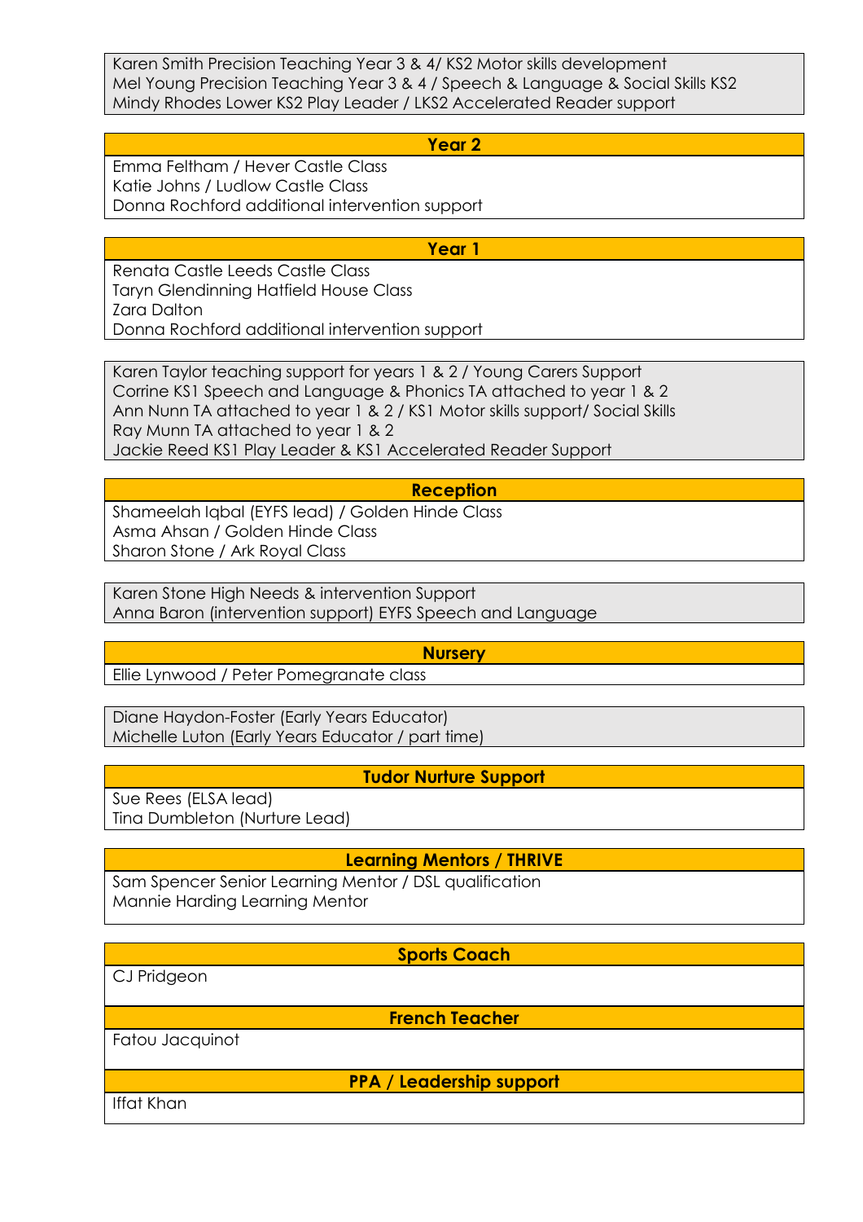Karen Smith Precision Teaching Year 3 & 4/ KS2 Motor skills development
Mel Young Precision Teaching Year 3 & 4 / Speech & Language & Social Skills KS2
Mindy Rhodes Lower KS2 Play Leader / LKS2 Accelerated Reader support

## Year 2

Emma Feltham / Hever Castle Class
Katie Johns / Ludlow Castle Class
Donna Rochford additional intervention support

## Year 1

Renata Castle Leeds Castle Class
Taryn Glendinning Hatfield House Class
Zara Dalton
Donna Rochford additional intervention support

Karen Taylor teaching support for years 1 & 2 / Young Carers Support
Corrine KS1 Speech and Language & Phonics TA attached to year 1 & 2
Ann Nunn TA attached to year 1 & 2 / KS1 Motor skills support/ Social Skills
Ray Munn TA attached to year 1 & 2
Jackie Reed KS1 Play Leader & KS1 Accelerated Reader Support

## Reception

Shameelah Iqbal (EYFS lead) / Golden Hinde Class
Asma Ahsan / Golden Hinde Class
Sharon Stone / Ark Royal Class

Karen Stone High Needs & intervention Support
Anna Baron (intervention support) EYFS Speech and Language

## Nursery

Ellie Lynwood / Peter Pomegranate class

Diane Haydon-Foster (Early Years Educator)
Michelle Luton (Early Years Educator / part time)

## Tudor Nurture Support

Sue Rees (ELSA lead)
Tina Dumbleton (Nurture Lead)

## Learning Mentors / THRIVE

Sam Spencer Senior Learning Mentor / DSL qualification
Mannie Harding Learning Mentor

## Sports Coach

CJ Pridgeon

## French Teacher

Fatou Jacquinot

## PPA / Leadership support

Iffat Khan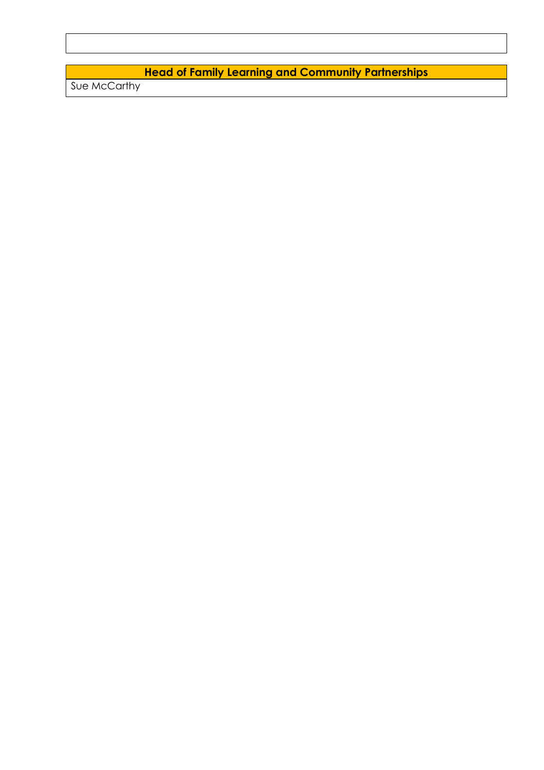| Head of Family Learning and Community Partnerships |
| --- |
| Sue McCarthy |